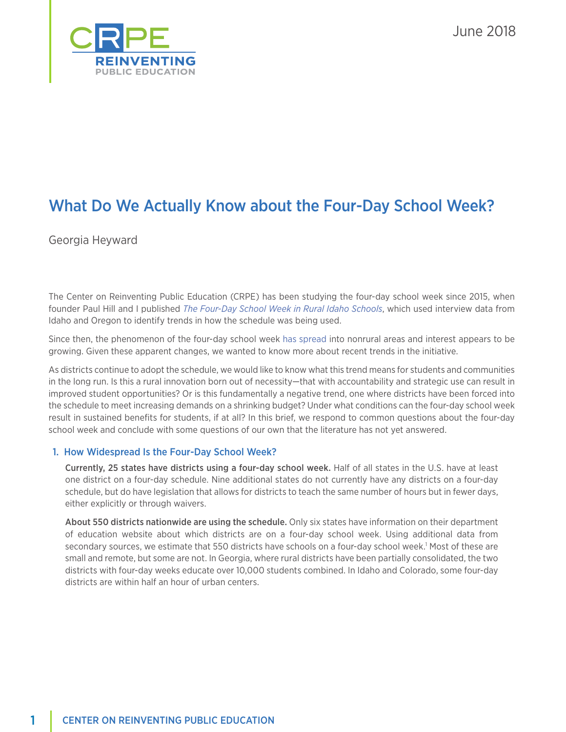June 2018

# What Do We Actually Know about the Four-Day School Week?

Georgia Heyward

The Center on Reinventing Public Education (CRPE) has been studying the four-day school week since 2015, when founder Paul Hill and I published *The Four-Day School Week in Rural Idaho Schools*, which used interview data from Idaho and Oregon to identify trends in how the schedule was being used.

Since then, the phenomenon of the four-day school week has spread into nonrural areas and interest appears to be growing. Given these apparent changes, we wanted to know more about recent trends in the initiative.

As districts continue to adopt the schedule, we would like to know what this trend means for students and communities in the long run. Is this a rural innovation born out of necessity—that with accountability and strategic use can result in improved student opportunities? Or is this fundamentally a negative trend, one where districts have been forced into the schedule to meet increasing demands on a shrinking budget? Under what conditions can the four-day school week result in sustained benefits for students, if at all? In this brief, we respond to common questions about the four-day school week and conclude with some questions of our own that the literature has not yet answered.

## 1. How Widespread Is the Four-Day School Week?

**Currently, 25 states have districts using a four-day school week.** Half of all states in the U.S. have at least one district on a four-day schedule. Nine additional states do not currently have any districts on a four-day schedule, but do have legislation that allows for districts to teach the same number of hours but in fewer days, either explicitly or through waivers.

**About 550 districts nationwide are using the schedule.** Only six states have information on their department of education website about which districts are on a four-day school week. Using additional data from secondary sources, we estimate that 550 districts have schools on a four-day school week.[1] Most of these are small and remote, but some are not. In Georgia, where rural districts have been partially consolidated, the two districts with four-day weeks educate over 10,000 students combined. In Idaho and Colorado, some four-day districts are within half an hour of urban centers.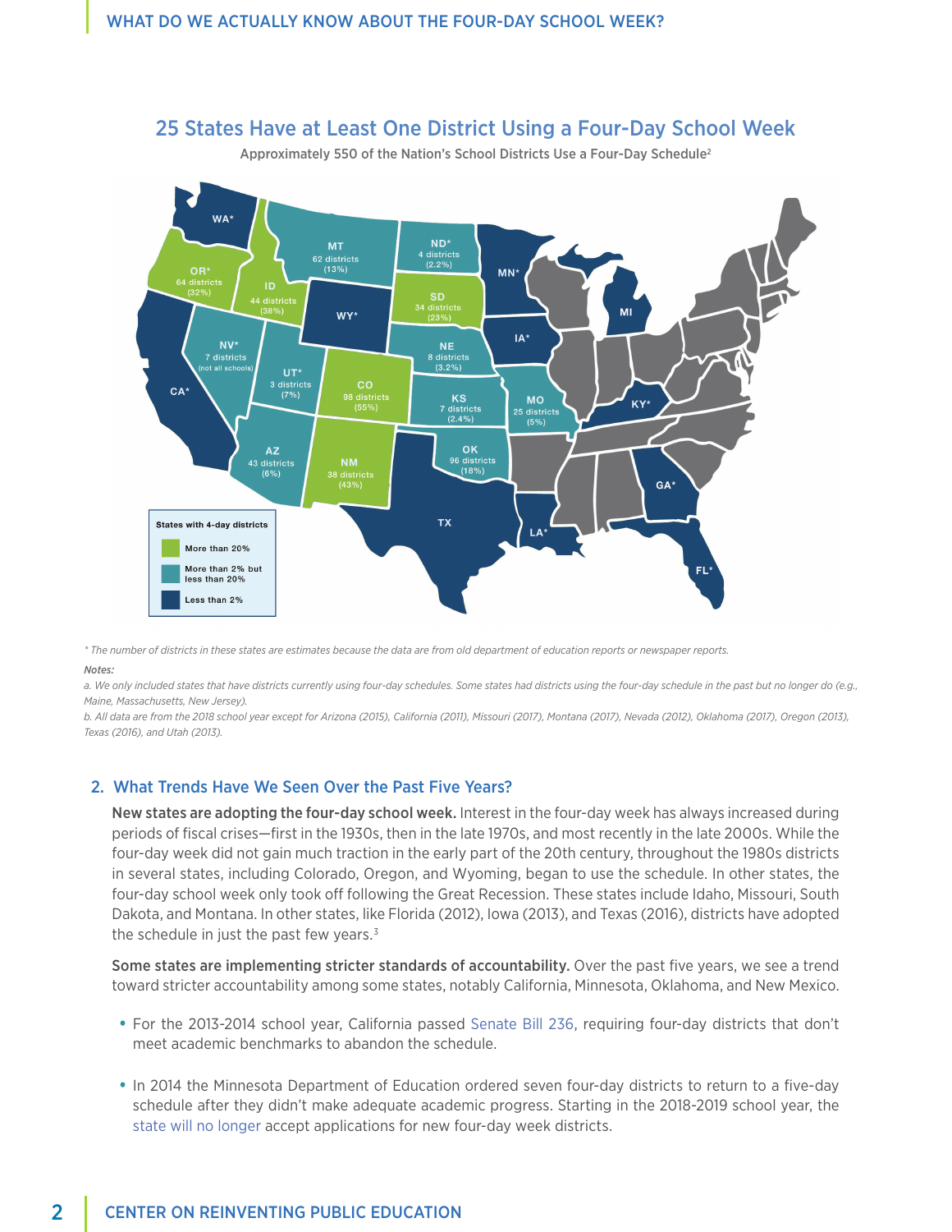## 25 States Have at Least One District Using a Four-Day School Week

Approximately 550 of the Nation's School Districts Use a Four-Day Schedule[2]

| State | Districts | Percent |
|---|---|---|
| WA* | | |
| OR* | 64 districts | (32%) |
| ID | 44 districts | (38%) |
| MT | 62 districts | (13%) |
| ND* | 4 districts | (2.2%) |
| SD | 34 districts | (23%) |
| WY* | | |
| MN* | | |
| MI | | |
| NV* | 7 districts (not all schools) | |
| UT* | 3 districts | (7%) |
| CO | 98 districts | (55%) |
| NE | 8 districts | (3.2%) |
| IA* | | |
| CA* | | |
| KS | 7 districts | (2.4%) |
| MO | 25 districts | (5%) |
| KY* | | |
| AZ | 43 districts | (6%) |
| NM | 38 districts | (43%) |
| OK | 96 districts | (18%) |
| TX | | |
| LA* | | |
| GA* | | |
| FL* | | |

States with 4-day districts:
- More than 20%
- More than 2% but less than 20%
- Less than 2%

*\* The number of districts in these states are estimates because the data are from old department of education reports or newspaper reports.*

*Notes:*

*a. We only included states that have districts currently using four-day schedules. Some states had districts using the four-day schedule in the past but no longer do (e.g., Maine, Massachusetts, New Jersey).*

*b. All data are from the 2018 school year except for Arizona (2015), California (2011), Missouri (2017), Montana (2017), Nevada (2012), Oklahoma (2017), Oregon (2013), Texas (2016), and Utah (2013).*

### 2. What Trends Have We Seen Over the Past Five Years?

**New states are adopting the four-day school week.** Interest in the four-day week has always increased during periods of fiscal crises—first in the 1930s, then in the late 1970s, and most recently in the late 2000s. While the four-day week did not gain much traction in the early part of the 20th century, throughout the 1980s districts in several states, including Colorado, Oregon, and Wyoming, began to use the schedule. In other states, the four-day school week only took off following the Great Recession. These states include Idaho, Missouri, South Dakota, and Montana. In other states, like Florida (2012), Iowa (2013), and Texas (2016), districts have adopted the schedule in just the past few years.[3]

**Some states are implementing stricter standards of accountability.** Over the past five years, we see a trend toward stricter accountability among some states, notably California, Minnesota, Oklahoma, and New Mexico.

- For the 2013-2014 school year, California passed Senate Bill 236, requiring four-day districts that don't meet academic benchmarks to abandon the schedule.
- In 2014 the Minnesota Department of Education ordered seven four-day districts to return to a five-day schedule after they didn't make adequate academic progress. Starting in the 2018-2019 school year, the state will no longer accept applications for new four-day week districts.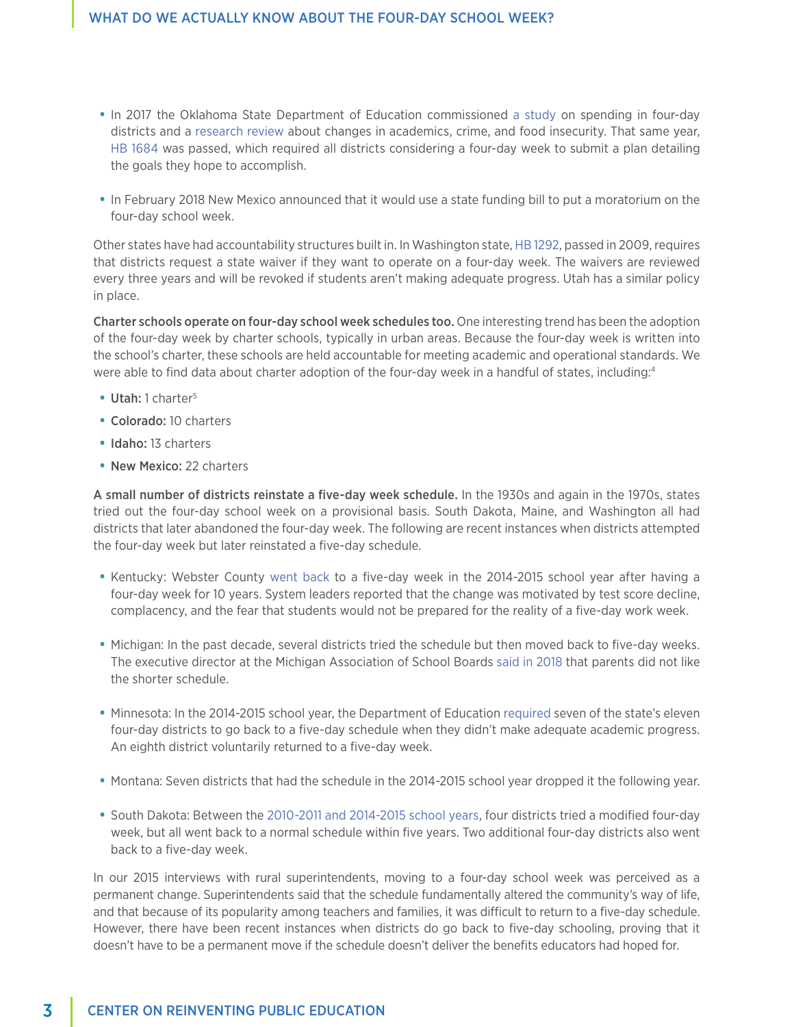- In 2017 the Oklahoma State Department of Education commissioned a study on spending in four-day districts and a research review about changes in academics, crime, and food insecurity. That same year, HB 1684 was passed, which required all districts considering a four-day week to submit a plan detailing the goals they hope to accomplish.

- In February 2018 New Mexico announced that it would use a state funding bill to put a moratorium on the four-day school week.

Other states have had accountability structures built in. In Washington state, HB 1292, passed in 2009, requires that districts request a state waiver if they want to operate on a four-day week. The waivers are reviewed every three years and will be revoked if students aren't making adequate progress. Utah has a similar policy in place.

**Charter schools operate on four-day school week schedules too.** One interesting trend has been the adoption of the four-day week by charter schools, typically in urban areas. Because the four-day week is written into the school's charter, these schools are held accountable for meeting academic and operational standards. We were able to find data about charter adoption of the four-day week in a handful of states, including:[4]

- **Utah:** 1 charter[5]
- **Colorado:** 10 charters
- **Idaho:** 13 charters
- **New Mexico:** 22 charters

**A small number of districts reinstate a five-day week schedule.** In the 1930s and again in the 1970s, states tried out the four-day school week on a provisional basis. South Dakota, Maine, and Washington all had districts that later abandoned the four-day week. The following are recent instances when districts attempted the four-day week but later reinstated a five-day schedule.

- Kentucky: Webster County went back to a five-day week in the 2014-2015 school year after having a four-day week for 10 years. System leaders reported that the change was motivated by test score decline, complacency, and the fear that students would not be prepared for the reality of a five-day work week.

- Michigan: In the past decade, several districts tried the schedule but then moved back to five-day weeks. The executive director at the Michigan Association of School Boards said in 2018 that parents did not like the shorter schedule.

- Minnesota: In the 2014-2015 school year, the Department of Education required seven of the state's eleven four-day districts to go back to a five-day schedule when they didn't make adequate academic progress. An eighth district voluntarily returned to a five-day week.

- Montana: Seven districts that had the schedule in the 2014-2015 school year dropped it the following year.

- South Dakota: Between the 2010-2011 and 2014-2015 school years, four districts tried a modified four-day week, but all went back to a normal schedule within five years. Two additional four-day districts also went back to a five-day week.

In our 2015 interviews with rural superintendents, moving to a four-day school week was perceived as a permanent change. Superintendents said that the schedule fundamentally altered the community's way of life, and that because of its popularity among teachers and families, it was difficult to return to a five-day schedule. However, there have been recent instances when districts do go back to five-day schooling, proving that it doesn't have to be a permanent move if the schedule doesn't deliver the benefits educators had hoped for.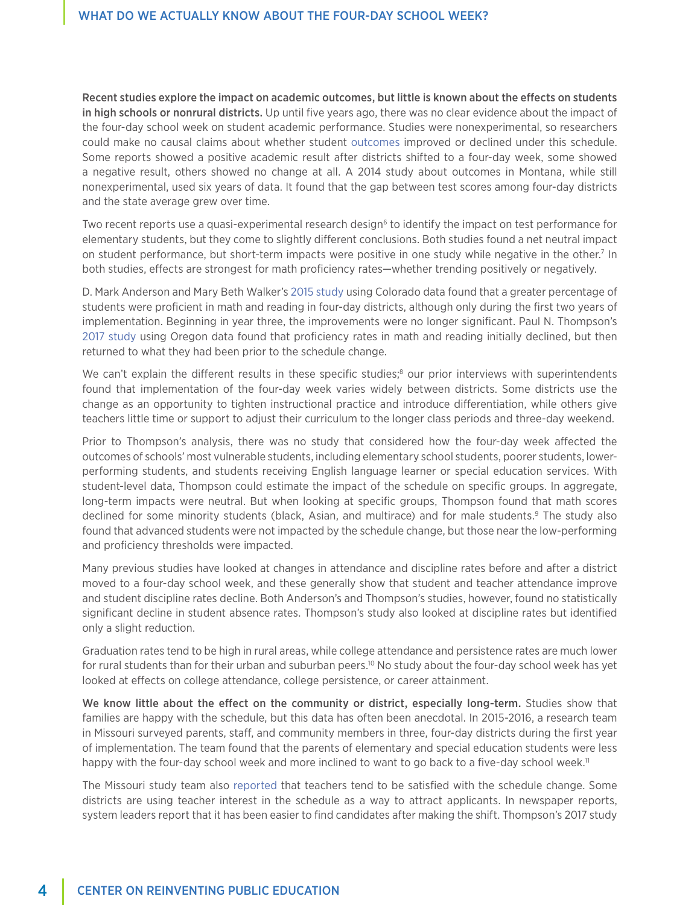**Recent studies explore the impact on academic outcomes, but little is known about the effects on students in high schools or nonrural districts.** Up until five years ago, there was no clear evidence about the impact of the four-day school week on student academic performance. Studies were nonexperimental, so researchers could make no causal claims about whether student outcomes improved or declined under this schedule. Some reports showed a positive academic result after districts shifted to a four-day week, some showed a negative result, others showed no change at all. A 2014 study about outcomes in Montana, while still nonexperimental, used six years of data. It found that the gap between test scores among four-day districts and the state average grew over time.

Two recent reports use a quasi-experimental research design[6] to identify the impact on test performance for elementary students, but they come to slightly different conclusions. Both studies found a net neutral impact on student performance, but short-term impacts were positive in one study while negative in the other.[7] In both studies, effects are strongest for math proficiency rates—whether trending positively or negatively.

D. Mark Anderson and Mary Beth Walker's 2015 study using Colorado data found that a greater percentage of students were proficient in math and reading in four-day districts, although only during the first two years of implementation. Beginning in year three, the improvements were no longer significant. Paul N. Thompson's 2017 study using Oregon data found that proficiency rates in math and reading initially declined, but then returned to what they had been prior to the schedule change.

We can't explain the different results in these specific studies;[8] our prior interviews with superintendents found that implementation of the four-day week varies widely between districts. Some districts use the change as an opportunity to tighten instructional practice and introduce differentiation, while others give teachers little time or support to adjust their curriculum to the longer class periods and three-day weekend.

Prior to Thompson's analysis, there was no study that considered how the four-day week affected the outcomes of schools' most vulnerable students, including elementary school students, poorer students, lower-performing students, and students receiving English language learner or special education services. With student-level data, Thompson could estimate the impact of the schedule on specific groups. In aggregate, long-term impacts were neutral. But when looking at specific groups, Thompson found that math scores declined for some minority students (black, Asian, and multirace) and for male students.[9] The study also found that advanced students were not impacted by the schedule change, but those near the low-performing and proficiency thresholds were impacted.

Many previous studies have looked at changes in attendance and discipline rates before and after a district moved to a four-day school week, and these generally show that student and teacher attendance improve and student discipline rates decline. Both Anderson's and Thompson's studies, however, found no statistically significant decline in student absence rates. Thompson's study also looked at discipline rates but identified only a slight reduction.

Graduation rates tend to be high in rural areas, while college attendance and persistence rates are much lower for rural students than for their urban and suburban peers.[10] No study about the four-day school week has yet looked at effects on college attendance, college persistence, or career attainment.

**We know little about the effect on the community or district, especially long-term.** Studies show that families are happy with the schedule, but this data has often been anecdotal. In 2015-2016, a research team in Missouri surveyed parents, staff, and community members in three, four-day districts during the first year of implementation. The team found that the parents of elementary and special education students were less happy with the four-day school week and more inclined to want to go back to a five-day school week.[11]

The Missouri study team also reported that teachers tend to be satisfied with the schedule change. Some districts are using teacher interest in the schedule as a way to attract applicants. In newspaper reports, system leaders report that it has been easier to find candidates after making the shift. Thompson's 2017 study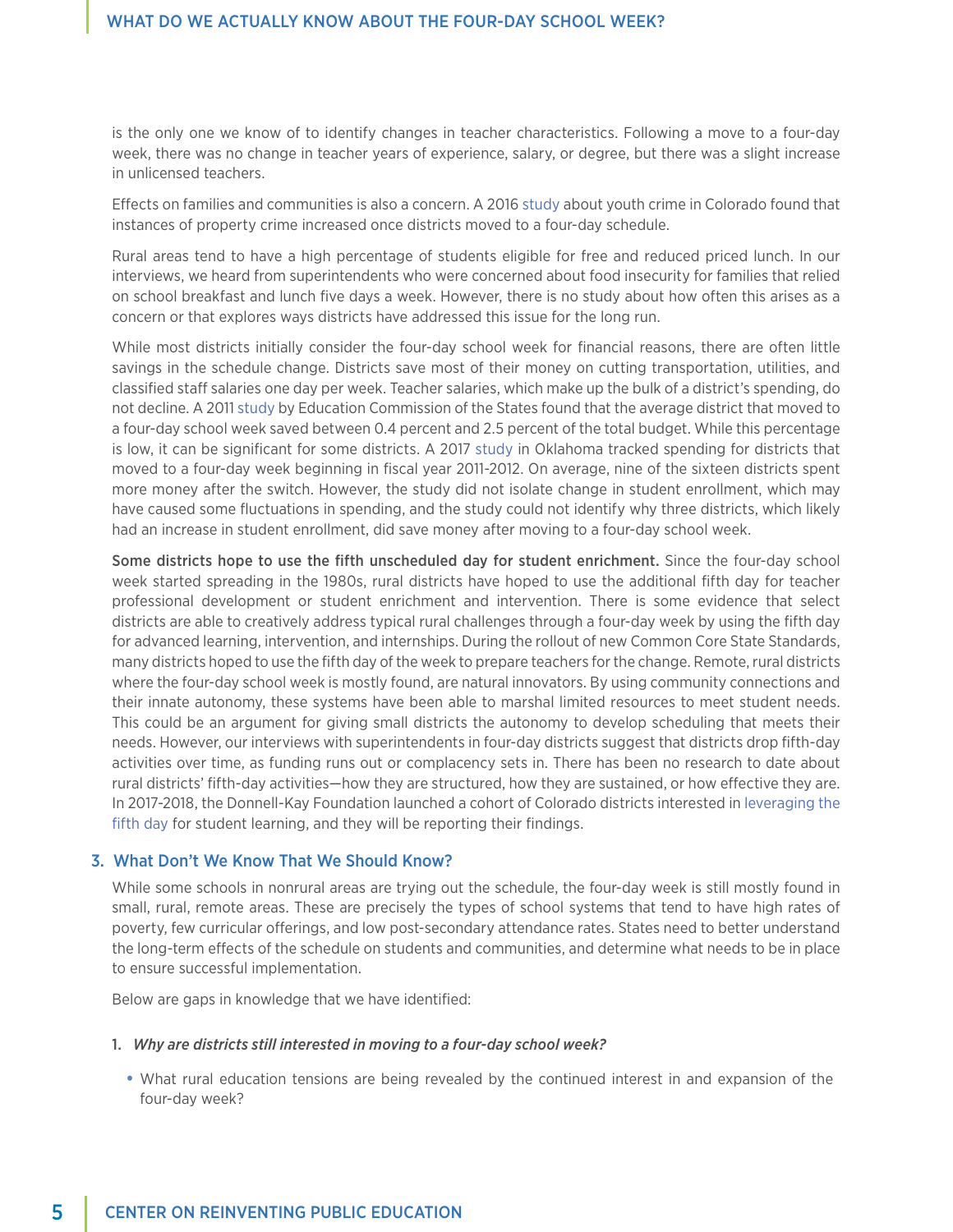is the only one we know of to identify changes in teacher characteristics. Following a move to a four-day week, there was no change in teacher years of experience, salary, or degree, but there was a slight increase in unlicensed teachers.

Effects on families and communities is also a concern. A 2016 study about youth crime in Colorado found that instances of property crime increased once districts moved to a four-day schedule.

Rural areas tend to have a high percentage of students eligible for free and reduced priced lunch. In our interviews, we heard from superintendents who were concerned about food insecurity for families that relied on school breakfast and lunch five days a week. However, there is no study about how often this arises as a concern or that explores ways districts have addressed this issue for the long run.

While most districts initially consider the four-day school week for financial reasons, there are often little savings in the schedule change. Districts save most of their money on cutting transportation, utilities, and classified staff salaries one day per week. Teacher salaries, which make up the bulk of a district's spending, do not decline. A 2011 study by Education Commission of the States found that the average district that moved to a four-day school week saved between 0.4 percent and 2.5 percent of the total budget. While this percentage is low, it can be significant for some districts. A 2017 study in Oklahoma tracked spending for districts that moved to a four-day week beginning in fiscal year 2011-2012. On average, nine of the sixteen districts spent more money after the switch. However, the study did not isolate change in student enrollment, which may have caused some fluctuations in spending, and the study could not identify why three districts, which likely had an increase in student enrollment, did save money after moving to a four-day school week.

**Some districts hope to use the fifth unscheduled day for student enrichment.** Since the four-day school week started spreading in the 1980s, rural districts have hoped to use the additional fifth day for teacher professional development or student enrichment and intervention. There is some evidence that select districts are able to creatively address typical rural challenges through a four-day week by using the fifth day for advanced learning, intervention, and internships. During the rollout of new Common Core State Standards, many districts hoped to use the fifth day of the week to prepare teachers for the change. Remote, rural districts where the four-day school week is mostly found, are natural innovators. By using community connections and their innate autonomy, these systems have been able to marshal limited resources to meet student needs. This could be an argument for giving small districts the autonomy to develop scheduling that meets their needs. However, our interviews with superintendents in four-day districts suggest that districts drop fifth-day activities over time, as funding runs out or complacency sets in. There has been no research to date about rural districts' fifth-day activities—how they are structured, how they are sustained, or how effective they are. In 2017-2018, the Donnell-Kay Foundation launched a cohort of Colorado districts interested in leveraging the fifth day for student learning, and they will be reporting their findings.

## 3. What Don't We Know That We Should Know?

While some schools in nonrural areas are trying out the schedule, the four-day week is still mostly found in small, rural, remote areas. These are precisely the types of school systems that tend to have high rates of poverty, few curricular offerings, and low post-secondary attendance rates. States need to better understand the long-term effects of the schedule on students and communities, and determine what needs to be in place to ensure successful implementation.

Below are gaps in knowledge that we have identified:

1. ***Why are districts still interested in moving to a four-day school week?***
   - What rural education tensions are being revealed by the continued interest in and expansion of the four-day week?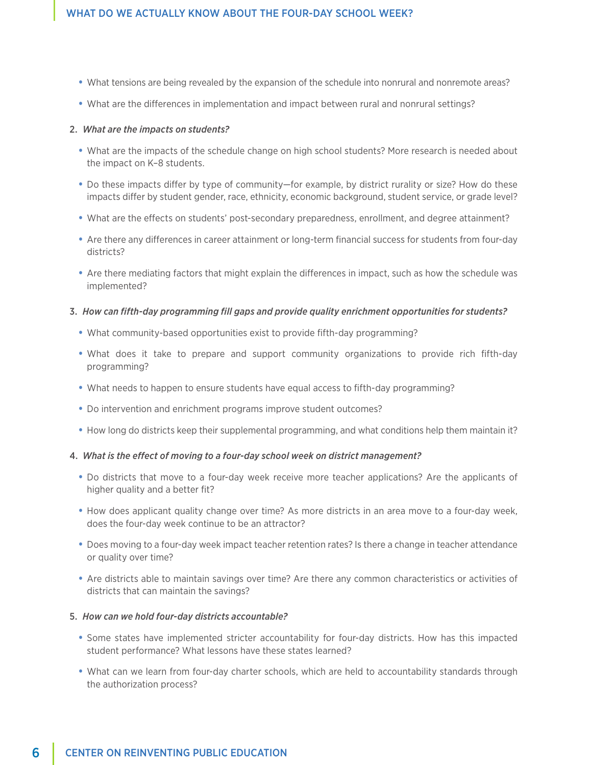- What tensions are being revealed by the expansion of the schedule into nonrural and nonremote areas?
- What are the differences in implementation and impact between rural and nonrural settings?

2. ***What are the impacts on students?***

   - What are the impacts of the schedule change on high school students? More research is needed about the impact on K–8 students.
   - Do these impacts differ by type of community—for example, by district rurality or size? How do these impacts differ by student gender, race, ethnicity, economic background, student service, or grade level?
   - What are the effects on students' post-secondary preparedness, enrollment, and degree attainment?
   - Are there any differences in career attainment or long-term financial success for students from four-day districts?
   - Are there mediating factors that might explain the differences in impact, such as how the schedule was implemented?

3. ***How can fifth-day programming fill gaps and provide quality enrichment opportunities for students?***

   - What community-based opportunities exist to provide fifth-day programming?
   - What does it take to prepare and support community organizations to provide rich fifth-day programming?
   - What needs to happen to ensure students have equal access to fifth-day programming?
   - Do intervention and enrichment programs improve student outcomes?
   - How long do districts keep their supplemental programming, and what conditions help them maintain it?

4. ***What is the effect of moving to a four-day school week on district management?***

   - Do districts that move to a four-day week receive more teacher applications? Are the applicants of higher quality and a better fit?
   - How does applicant quality change over time? As more districts in an area move to a four-day week, does the four-day week continue to be an attractor?
   - Does moving to a four-day week impact teacher retention rates? Is there a change in teacher attendance or quality over time?
   - Are districts able to maintain savings over time? Are there any common characteristics or activities of districts that can maintain the savings?

5. ***How can we hold four-day districts accountable?***

   - Some states have implemented stricter accountability for four-day districts. How has this impacted student performance? What lessons have these states learned?
   - What can we learn from four-day charter schools, which are held to accountability standards through the authorization process?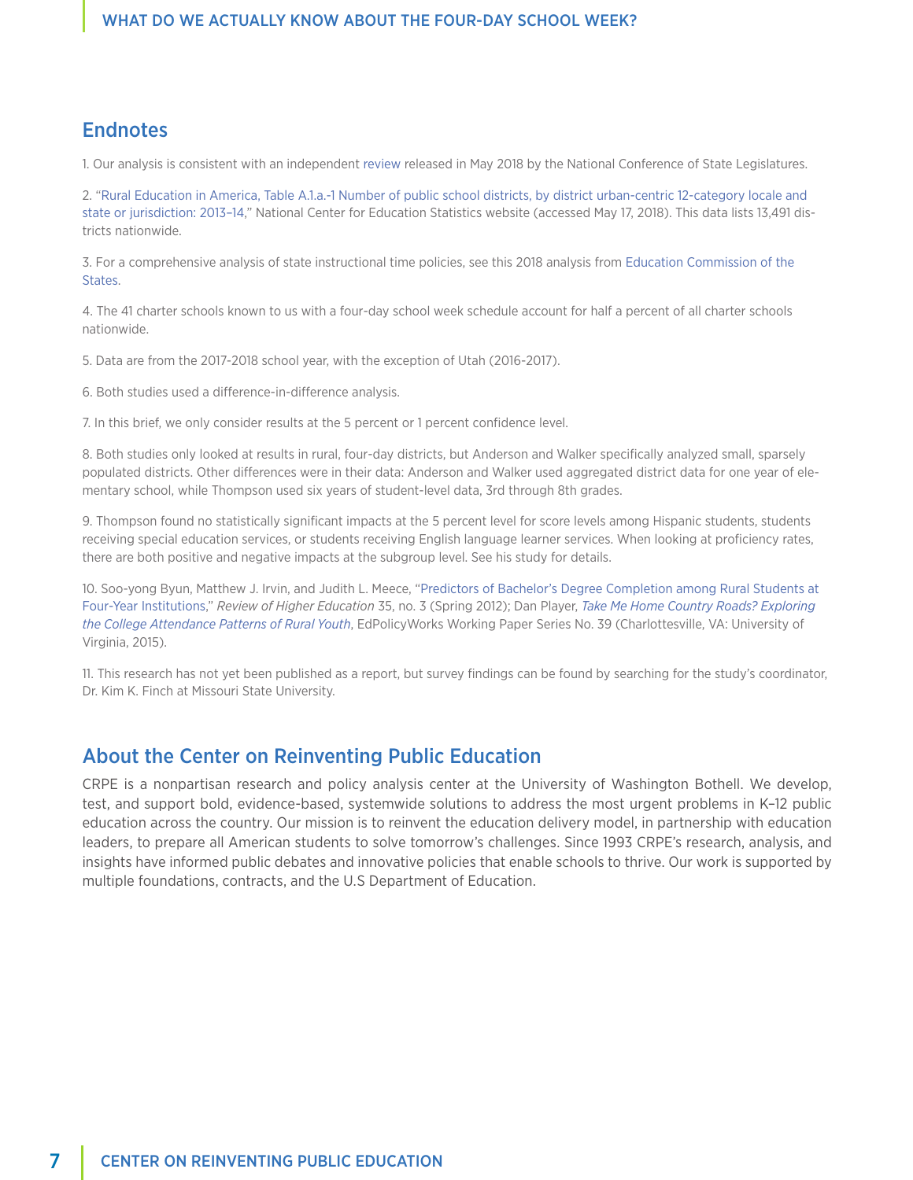## Endnotes

1. Our analysis is consistent with an independent review released in May 2018 by the National Conference of State Legislatures.

2. "Rural Education in America, Table A.1.a.-1 Number of public school districts, by district urban-centric 12-category locale and state or jurisdiction: 2013–14," National Center for Education Statistics website (accessed May 17, 2018). This data lists 13,491 districts nationwide.

3. For a comprehensive analysis of state instructional time policies, see this 2018 analysis from Education Commission of the States.

4. The 41 charter schools known to us with a four-day school week schedule account for half a percent of all charter schools nationwide.

5. Data are from the 2017-2018 school year, with the exception of Utah (2016-2017).

6. Both studies used a difference-in-difference analysis.

7. In this brief, we only consider results at the 5 percent or 1 percent confidence level.

8. Both studies only looked at results in rural, four-day districts, but Anderson and Walker specifically analyzed small, sparsely populated districts. Other differences were in their data: Anderson and Walker used aggregated district data for one year of elementary school, while Thompson used six years of student-level data, 3rd through 8th grades.

9. Thompson found no statistically significant impacts at the 5 percent level for score levels among Hispanic students, students receiving special education services, or students receiving English language learner services. When looking at proficiency rates, there are both positive and negative impacts at the subgroup level. See his study for details.

10. Soo-yong Byun, Matthew J. Irvin, and Judith L. Meece, "Predictors of Bachelor's Degree Completion among Rural Students at Four-Year Institutions," *Review of Higher Education* 35, no. 3 (Spring 2012); Dan Player, *Take Me Home Country Roads? Exploring the College Attendance Patterns of Rural Youth*, EdPolicyWorks Working Paper Series No. 39 (Charlottesville, VA: University of Virginia, 2015).

11. This research has not yet been published as a report, but survey findings can be found by searching for the study's coordinator, Dr. Kim K. Finch at Missouri State University.

## About the Center on Reinventing Public Education

CRPE is a nonpartisan research and policy analysis center at the University of Washington Bothell. We develop, test, and support bold, evidence-based, systemwide solutions to address the most urgent problems in K–12 public education across the country. Our mission is to reinvent the education delivery model, in partnership with education leaders, to prepare all American students to solve tomorrow's challenges. Since 1993 CRPE's research, analysis, and insights have informed public debates and innovative policies that enable schools to thrive. Our work is supported by multiple foundations, contracts, and the U.S Department of Education.